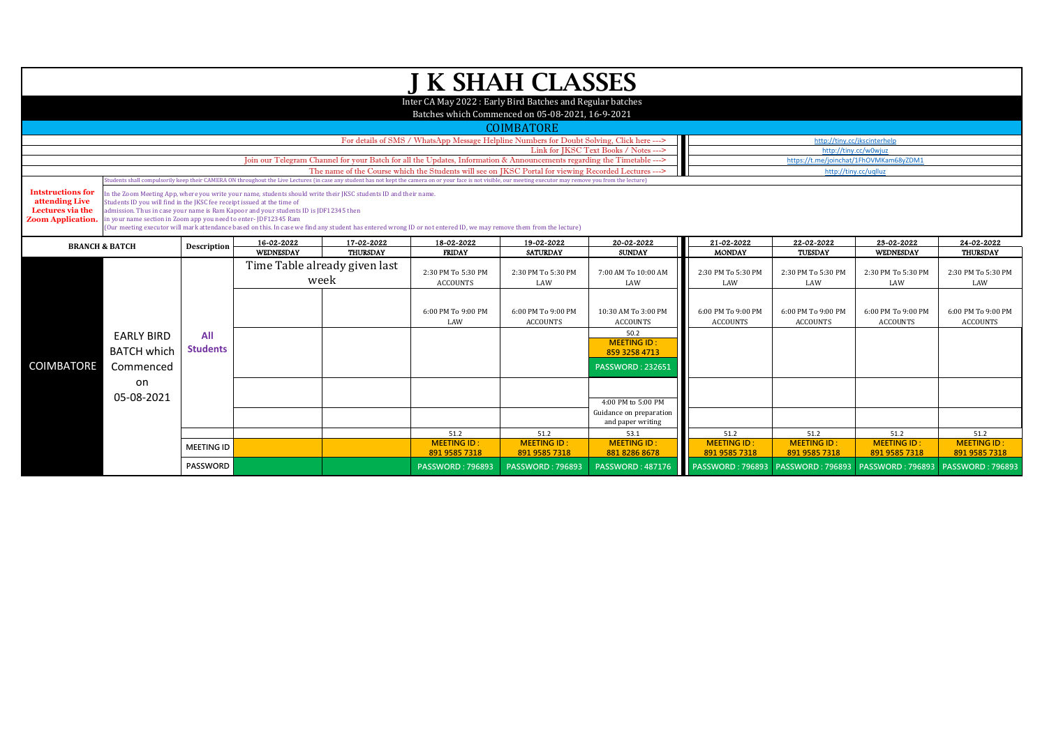# J K SHAH CLASSES

Inter CA May 2022 : Early Bird Batches and Regular batches

Batches which Commenced on 05-08-2021, 16-9-2021

## COIMBATORE

| | |
|---|---|
| For details of SMS / WhatsApp Message Helpline Numbers for Doubt Solving, Click here ---> | http://tiny.cc/jkscinterhelp |
| Link for JKSC Text Books / Notes ---> | http://tiny.cc/w0wjuz |
| Join our Telegram Channel for your Batch for all the Updates, Information & Announcements regarding the Timetable ---> | https://t.me/joinchat/1FhOVMKam68yZDM1 |
| The name of the Course which the Students will see on JKSC Portal for viewing Recorded Lectures ---> | http://tiny.cc/uqlluz |

**Intstructions for attending Live Lectures via the Zoom Application.**

Students shall compulsorily keep their CAMERA ON throughout the Live Lectures (in case any student has not kept the camera on or your face is not visible, our meeting executor may remove you from the lecture)

In the Zoom Meeting App, where you write your name, students should write their JKSC students ID and their name.
Students ID you will find in the JKSC fee receipt issued at the time of admission. Thus in case your name is Ram Kapoor and your students ID is JDF12345 then in your name section in Zoom app you need to enter- JDF12345 Ram
(Our meeting executor will mark attendance based on this. In case we find any student has entered wrong ID or not entered ID, we may remove them from the lecture)

| BRANCH & BATCH | | Description | 16-02-2022 WEDNESDAY | 17-02-2022 THURSDAY | 18-02-2022 FRIDAY | 19-02-2022 SATURDAY | 20-02-2022 SUNDAY | 21-02-2022 MONDAY | 22-02-2022 TUESDAY | 23-02-2022 WEDNESDAY | 24-02-2022 THURSDAY |
|---|---|---|---|---|---|---|---|---|---|---|---|
| COIMBATORE | EARLY BIRD BATCH which Commenced on 05-08-2021 | All Students | Time Table already given last week | | 2:30 PM To 5:30 PM ACCOUNTS | 2:30 PM To 5:30 PM LAW | 7:00 AM To 10:00 AM LAW | 2:30 PM To 5:30 PM LAW | 2:30 PM To 5:30 PM LAW | 2:30 PM To 5:30 PM LAW | 2:30 PM To 5:30 PM LAW |
| | | | | | 6:00 PM To 9:00 PM LAW | 6:00 PM To 9:00 PM ACCOUNTS | 10:30 AM To 3:00 PM ACCOUNTS | 6:00 PM To 9:00 PM ACCOUNTS | 6:00 PM To 9:00 PM ACCOUNTS | 6:00 PM To 9:00 PM ACCOUNTS | 6:00 PM To 9:00 PM ACCOUNTS |
| | | | | | | | 50.2 MEETING ID : 859 3258 4713 PASSWORD : 232651 | | | | |
| | | | | | | | | | | | |
| | | | | | | | 4:00 PM to 5:00 PM Guidance on preparation and paper writing | | | | |
| | | | | | 51.2 | 51.2 | 53.1 | 51.2 | 51.2 | 51.2 | 51.2 |
| | | MEETING ID | | | MEETING ID : 891 9585 7318 | MEETING ID : 891 9585 7318 | MEETING ID : 881 8286 8678 | MEETING ID : 891 9585 7318 | MEETING ID : 891 9585 7318 | MEETING ID : 891 9585 7318 | MEETING ID : 891 9585 7318 |
| | | PASSWORD | | | PASSWORD : 796893 | PASSWORD : 796893 | PASSWORD : 487176 | PASSWORD : 796893 | PASSWORD : 796893 | PASSWORD : 796893 | PASSWORD : 796893 |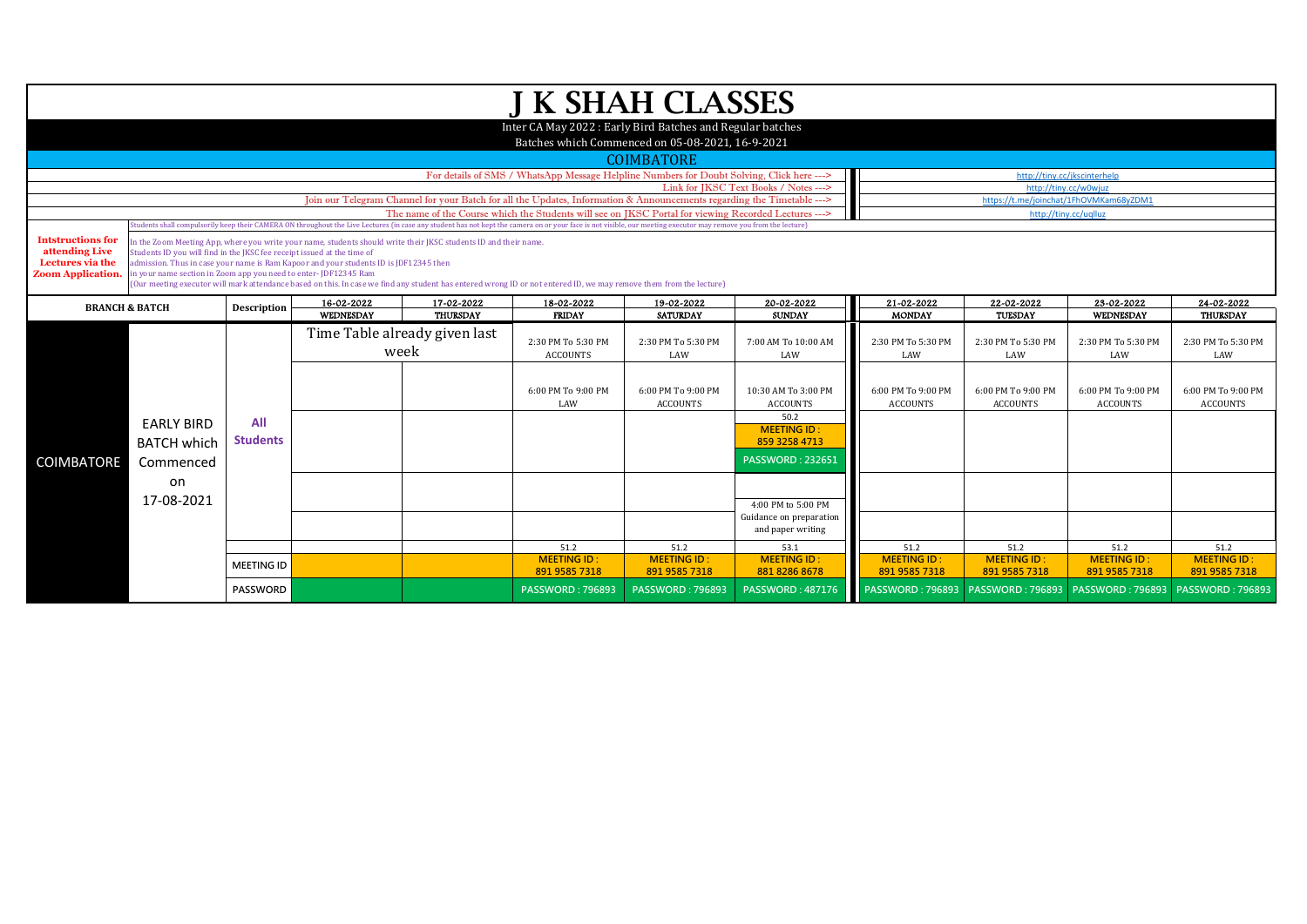# J K SHAH CLASSES

Inter CA May 2022 : Early Bird Batches and Regular batches

Batches which Commenced on 05-08-2021, 16-9-2021

## COIMBATORE

| | |
|---|---|
| For details of SMS / WhatsApp Message Helpline Numbers for Doubt Solving, Click here ---> | http://tiny.cc/jkscinterhelp |
| Link for JKSC Text Books / Notes ---> | http://tiny.cc/w0wjuz |
| Join our Telegram Channel for your Batch for all the Updates, Information & Announcements regarding the Timetable ---> | https://t.me/joinchat/1FhOVMKam68yZDM1 |
| The name of the Course which the Students will see on JKSC Portal for viewing Recorded Lectures ---> | http://tiny.cc/uqlluz |

**Intstructions for attending Live Lectures via the Zoom Application.**

Students shall compulsorily keep their CAMERA ON throughout the Live Lectures (in case any student has not kept the camera on or your face is not visible, our meeting executor may remove you from the lecture)

In the Zoom Meeting App, where you write your name, students should write their JKSC students ID and their name.
Students ID you will find in the JKSC fee receipt issued at the time of admission. Thus in case your name is Ram Kapoor and your students ID is JDF12345 then in your name section in Zoom app you need to enter- JDF12345 Ram
(Our meeting executor will mark attendance based on this. In case we find any student has entered wrong ID or not entered ID, we may remove them from the lecture)

| BRANCH & BATCH | | Description | 16-02-2022 WEDNESDAY | 17-02-2022 THURSDAY | 18-02-2022 FRIDAY | 19-02-2022 SATURDAY | 20-02-2022 SUNDAY | 21-02-2022 MONDAY | 22-02-2022 TUESDAY | 23-02-2022 WEDNESDAY | 24-02-2022 THURSDAY |
|---|---|---|---|---|---|---|---|---|---|---|---|
| COIMBATORE | EARLY BIRD BATCH which Commenced on 17-08-2021 | All Students | Time Table already given last week | | 2:30 PM To 5:30 PM ACCOUNTS | 2:30 PM To 5:30 PM LAW | 7:00 AM To 10:00 AM LAW | 2:30 PM To 5:30 PM LAW | 2:30 PM To 5:30 PM LAW | 2:30 PM To 5:30 PM LAW | 2:30 PM To 5:30 PM LAW |
| | | | | | 6:00 PM To 9:00 PM LAW | 6:00 PM To 9:00 PM ACCOUNTS | 10:30 AM To 3:00 PM ACCOUNTS | 6:00 PM To 9:00 PM ACCOUNTS | 6:00 PM To 9:00 PM ACCOUNTS | 6:00 PM To 9:00 PM ACCOUNTS | 6:00 PM To 9:00 PM ACCOUNTS |
| | | | | | | | 50.2 MEETING ID : 859 3258 4713 PASSWORD : 232651 | | | | |
| | | | | | | | 4:00 PM to 5:00 PM Guidance on preparation and paper writing | | | | |
| | | | | | 51.2 | 51.2 | 53.1 | 51.2 | 51.2 | 51.2 | 51.2 |
| | | MEETING ID | | | MEETING ID : 891 9585 7318 | MEETING ID : 891 9585 7318 | MEETING ID : 881 8286 8678 | MEETING ID : 891 9585 7318 | MEETING ID : 891 9585 7318 | MEETING ID : 891 9585 7318 | MEETING ID : 891 9585 7318 |
| | | PASSWORD | | | PASSWORD : 796893 | PASSWORD : 796893 | PASSWORD : 487176 | PASSWORD : 796893 | PASSWORD : 796893 | PASSWORD : 796893 | PASSWORD : 796893 |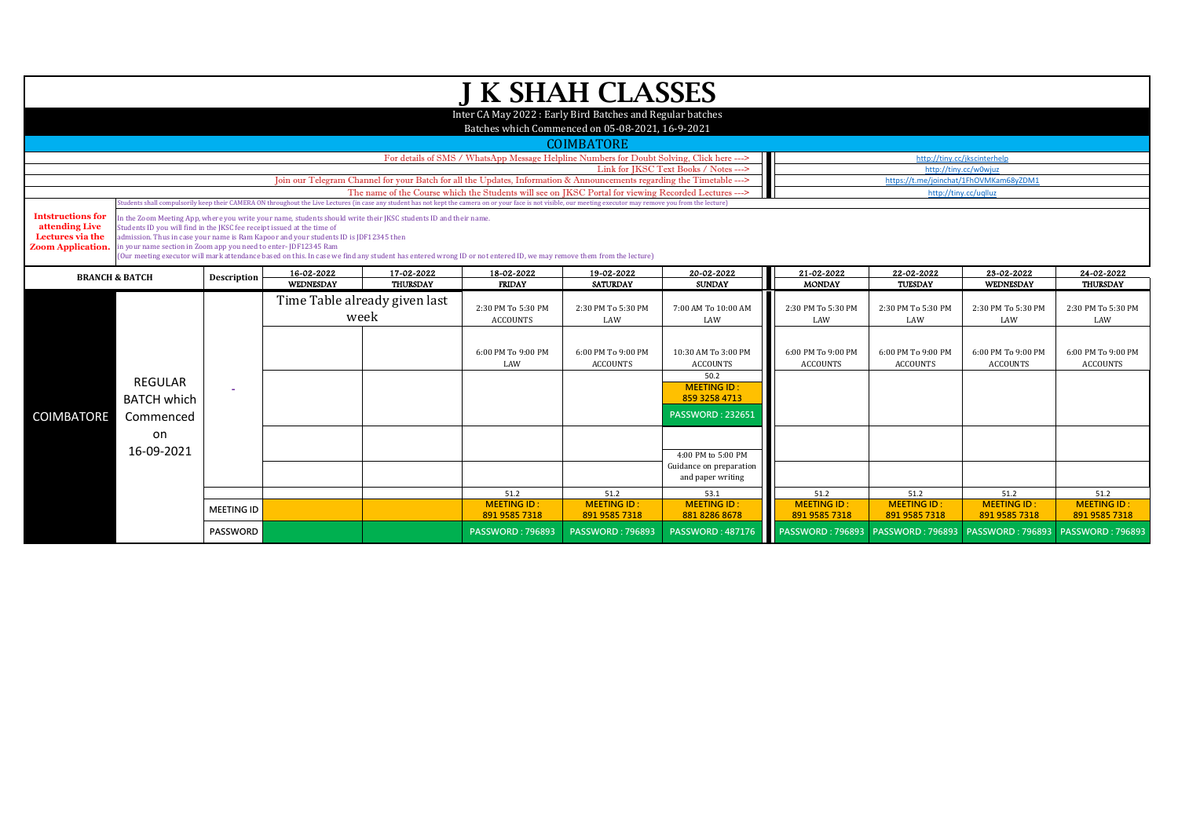# J K SHAH CLASSES

Inter CA May 2022 : Early Bird Batches and Regular batches

Batches which Commenced on 05-08-2021, 16-9-2021

## COIMBATORE

| | |
|---|---|
| For details of SMS / WhatsApp Message Helpline Numbers for Doubt Solving, Click here ---> | http://tiny.cc/jkscinterhelp |
| Link for JKSC Text Books / Notes ---> | http://tiny.cc/w0wjuz |
| Join our Telegram Channel for your Batch for all the Updates, Information & Announcements regarding the Timetable ---> | https://t.me/joinchat/1FhOVMKam68yZDM1 |
| The name of the Course which the Students will see on JKSC Portal for viewing Recorded Lectures ---> | http://tiny.cc/uqlluz |

**Intstructions for attending Live Lectures via the Zoom Application.**

Students shall compulsorily keep their CAMERA ON throughout the Live Lectures (in case any student has not kept the camera on or your face is not visible, our meeting executor may remove you from the lecture)

In the Zoom Meeting App, where you write your name, students should write their JKSC students ID and their name.
Students ID you will find in the JKSC fee receipt issued at the time of admission. Thus in case your name is Ram Kapoor and your students ID is JDF12345 then in your name section in Zoom app you need to enter- JDF12345 Ram
(Our meeting executor will mark attendance based on this. In case we find any student has entered wrong ID or not entered ID, we may remove them from the lecture)

| BRANCH & BATCH | | Description | 16-02-2022 WEDNESDAY | 17-02-2022 THURSDAY | 18-02-2022 FRIDAY | 19-02-2022 SATURDAY | 20-02-2022 SUNDAY | 21-02-2022 MONDAY | 22-02-2022 TUESDAY | 23-02-2022 WEDNESDAY | 24-02-2022 THURSDAY |
|---|---|---|---|---|---|---|---|---|---|---|---|
| COIMBATORE | REGULAR BATCH which Commenced on 16-09-2021 | - | Time Table already given last week | | 2:30 PM To 5:30 PM ACCOUNTS | 2:30 PM To 5:30 PM LAW | 7:00 AM To 10:00 AM LAW | 2:30 PM To 5:30 PM LAW | 2:30 PM To 5:30 PM LAW | 2:30 PM To 5:30 PM LAW | 2:30 PM To 5:30 PM LAW |
| | | | | | 6:00 PM To 9:00 PM LAW | 6:00 PM To 9:00 PM ACCOUNTS | 10:30 AM To 3:00 PM ACCOUNTS | 6:00 PM To 9:00 PM ACCOUNTS | 6:00 PM To 9:00 PM ACCOUNTS | 6:00 PM To 9:00 PM ACCOUNTS | 6:00 PM To 9:00 PM ACCOUNTS |
| | | | | | | | 50.2 MEETING ID : 859 3258 4713 PASSWORD : 232651 | | | | |
| | | | | | | | 4:00 PM to 5:00 PM Guidance on preparation and paper writing | | | | |
| | | | | | 51.2 | 51.2 | 53.1 | 51.2 | 51.2 | 51.2 | 51.2 |
| | | MEETING ID | | | MEETING ID : 891 9585 7318 | MEETING ID : 891 9585 7318 | MEETING ID : 881 8286 8678 | MEETING ID : 891 9585 7318 | MEETING ID : 891 9585 7318 | MEETING ID : 891 9585 7318 | MEETING ID : 891 9585 7318 |
| | | PASSWORD | | | PASSWORD : 796893 | PASSWORD : 796893 | PASSWORD : 487176 | PASSWORD : 796893 | PASSWORD : 796893 | PASSWORD : 796893 | PASSWORD : 796893 |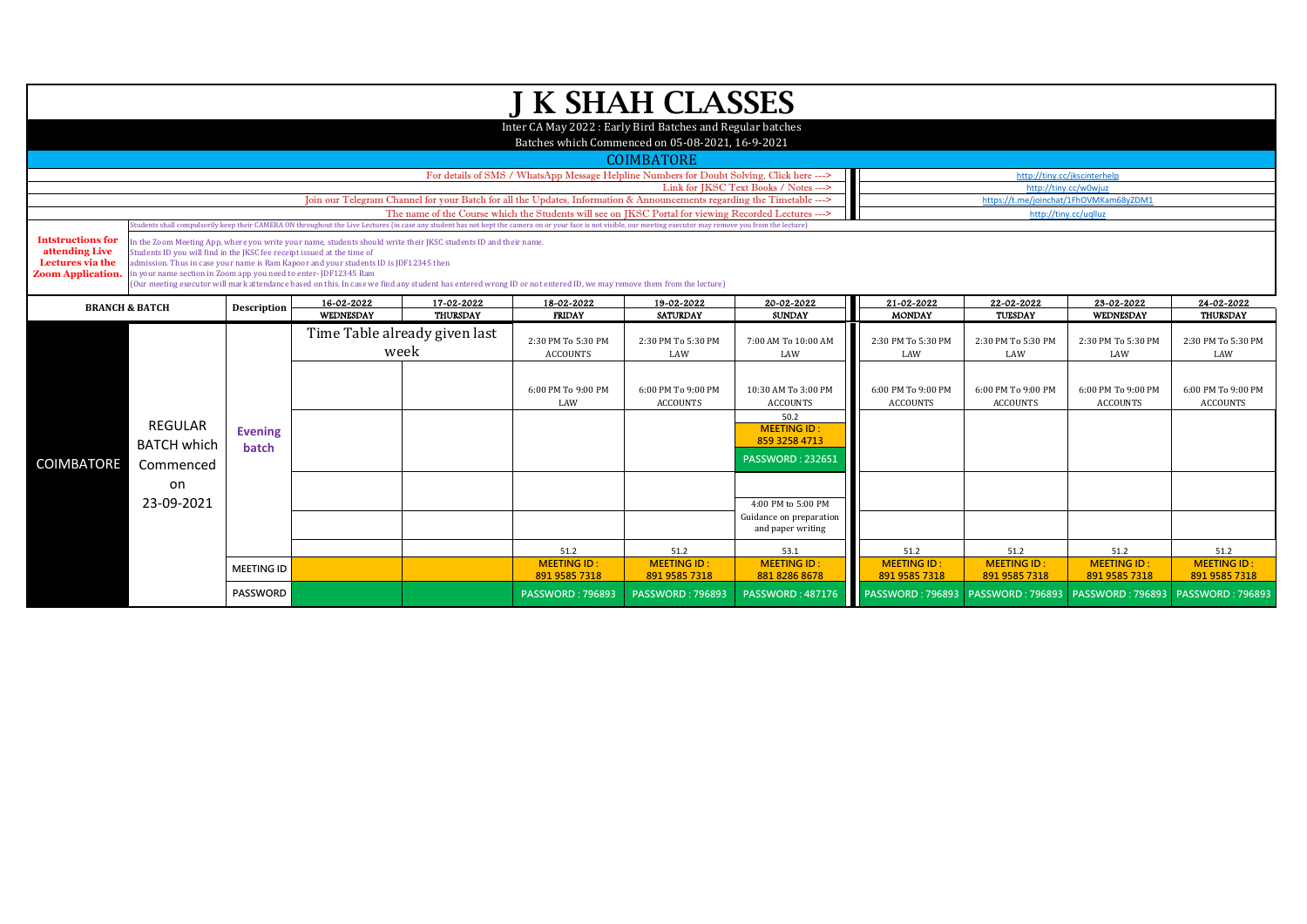# J K SHAH CLASSES

Inter CA May 2022 : Early Bird Batches and Regular batches

Batches which Commenced on 05-08-2021, 16-9-2021

## COIMBATORE

For details of SMS / WhatsApp Message Helpline Numbers for Doubt Solving, Click here ---> http://tiny.cc/jkscinterhelp

Link for JKSC Text Books / Notes ---> http://tiny.cc/w0wjuz

Join our Telegram Channel for your Batch for all the Updates, Information & Announcements regarding the Timetable ---> https://t.me/joinchat/1FhOVMKam68yZDM1

The name of the Course which the Students will see on JKSC Portal for viewing Recorded Lectures ---> http://tiny.cc/uqlluz

**Intstructions for attending Live Lectures via the Zoom Application.**

Students shall compulsorily keep their CAMERA ON throughout the Live Lectures (in case any student has not kept the camera on or your face is not visible, our meeting executor may remove you from the lecture)

In the Zoom Meeting App, where you write your name, students should write their JKSC students ID and their name.
Students ID you will find in the JKSC fee receipt issued at the time of admission. Thus in case your name is Ram Kapoor and your students ID is JDF12345 then in your name section in Zoom app you need to enter- JDF12345 Ram
(Our meeting executor will mark attendance based on this. In case we find any student has entered wrong ID or not entered ID, we may remove them from the lecture)

| BRANCH & BATCH | | Description | 16-02-2022 WEDNESDAY | 17-02-2022 THURSDAY | 18-02-2022 FRIDAY | 19-02-2022 SATURDAY | 20-02-2022 SUNDAY | 21-02-2022 MONDAY | 22-02-2022 TUESDAY | 23-02-2022 WEDNESDAY | 24-02-2022 THURSDAY |
|---|---|---|---|---|---|---|---|---|---|---|---|
| COIMBATORE | REGULAR BATCH which Commenced on 23-09-2021 | Evening batch | Time Table already given last week | | 2:30 PM To 5:30 PM ACCOUNTS | 2:30 PM To 5:30 PM LAW | 7:00 AM To 10:00 AM LAW | 2:30 PM To 5:30 PM LAW | 2:30 PM To 5:30 PM LAW | 2:30 PM To 5:30 PM LAW | 2:30 PM To 5:30 PM LAW |
| | | | | | 6:00 PM To 9:00 PM LAW | 6:00 PM To 9:00 PM ACCOUNTS | 10:30 AM To 3:00 PM ACCOUNTS | 6:00 PM To 9:00 PM ACCOUNTS | 6:00 PM To 9:00 PM ACCOUNTS | 6:00 PM To 9:00 PM ACCOUNTS | 6:00 PM To 9:00 PM ACCOUNTS |
| | | | | | | | 50.2 MEETING ID : 859 3258 4713 PASSWORD : 232651 | | | | |
| | | | | | | | 4:00 PM to 5:00 PM Guidance on preparation and paper writing | | | | |
| | | | | | 51.2 | 51.2 | 53.1 | 51.2 | 51.2 | 51.2 | 51.2 |
| | | MEETING ID | | | MEETING ID : 891 9585 7318 | MEETING ID : 891 9585 7318 | MEETING ID : 881 8286 8678 | MEETING ID : 891 9585 7318 | MEETING ID : 891 9585 7318 | MEETING ID : 891 9585 7318 | MEETING ID : 891 9585 7318 |
| | | PASSWORD | | | PASSWORD : 796893 | PASSWORD : 796893 | PASSWORD : 487176 | PASSWORD : 796893 | PASSWORD : 796893 | PASSWORD : 796893 | PASSWORD : 796893 |